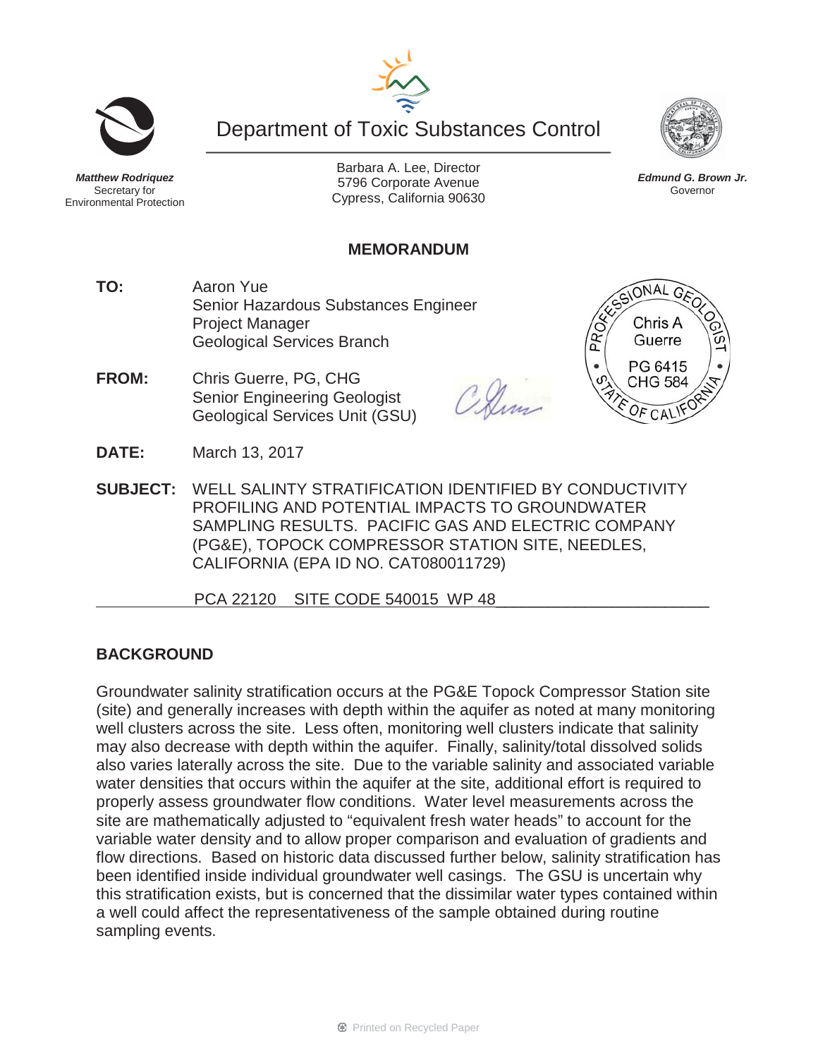Department of Toxic Substances Control

***Matthew Rodriquez***
Secretary for
Environmental Protection

Barbara A. Lee, Director
5796 Corporate Avenue
Cypress, California 90630

***Edmund G. Brown Jr.***
Governor

## MEMORANDUM

**TO:** Aaron Yue
Senior Hazardous Substances Engineer
Project Manager
Geological Services Branch

PROFESSIONAL GEOLOGIST
Chris A Guerre
PG 6415
CHG 584
STATE OF CALIFORNIA

**FROM:** Chris Guerre, PG, CHG
Senior Engineering Geologist
Geological Services Unit (GSU)

**DATE:** March 13, 2017

**SUBJECT:** WELL SALINTY STRATIFICATION IDENTIFIED BY CONDUCTIVITY PROFILING AND POTENTIAL IMPACTS TO GROUNDWATER SAMPLING RESULTS. PACIFIC GAS AND ELECTRIC COMPANY (PG&E), TOPOCK COMPRESSOR STATION SITE, NEEDLES, CALIFORNIA (EPA ID NO. CAT080011729)

PCA 22120 SITE CODE 540015 WP 48

## BACKGROUND

Groundwater salinity stratification occurs at the PG&E Topock Compressor Station site (site) and generally increases with depth within the aquifer as noted at many monitoring well clusters across the site. Less often, monitoring well clusters indicate that salinity may also decrease with depth within the aquifer. Finally, salinity/total dissolved solids also varies laterally across the site. Due to the variable salinity and associated variable water densities that occurs within the aquifer at the site, additional effort is required to properly assess groundwater flow conditions. Water level measurements across the site are mathematically adjusted to "equivalent fresh water heads" to account for the variable water density and to allow proper comparison and evaluation of gradients and flow directions. Based on historic data discussed further below, salinity stratification has been identified inside individual groundwater well casings. The GSU is uncertain why this stratification exists, but is concerned that the dissimilar water types contained within a well could affect the representativeness of the sample obtained during routine sampling events.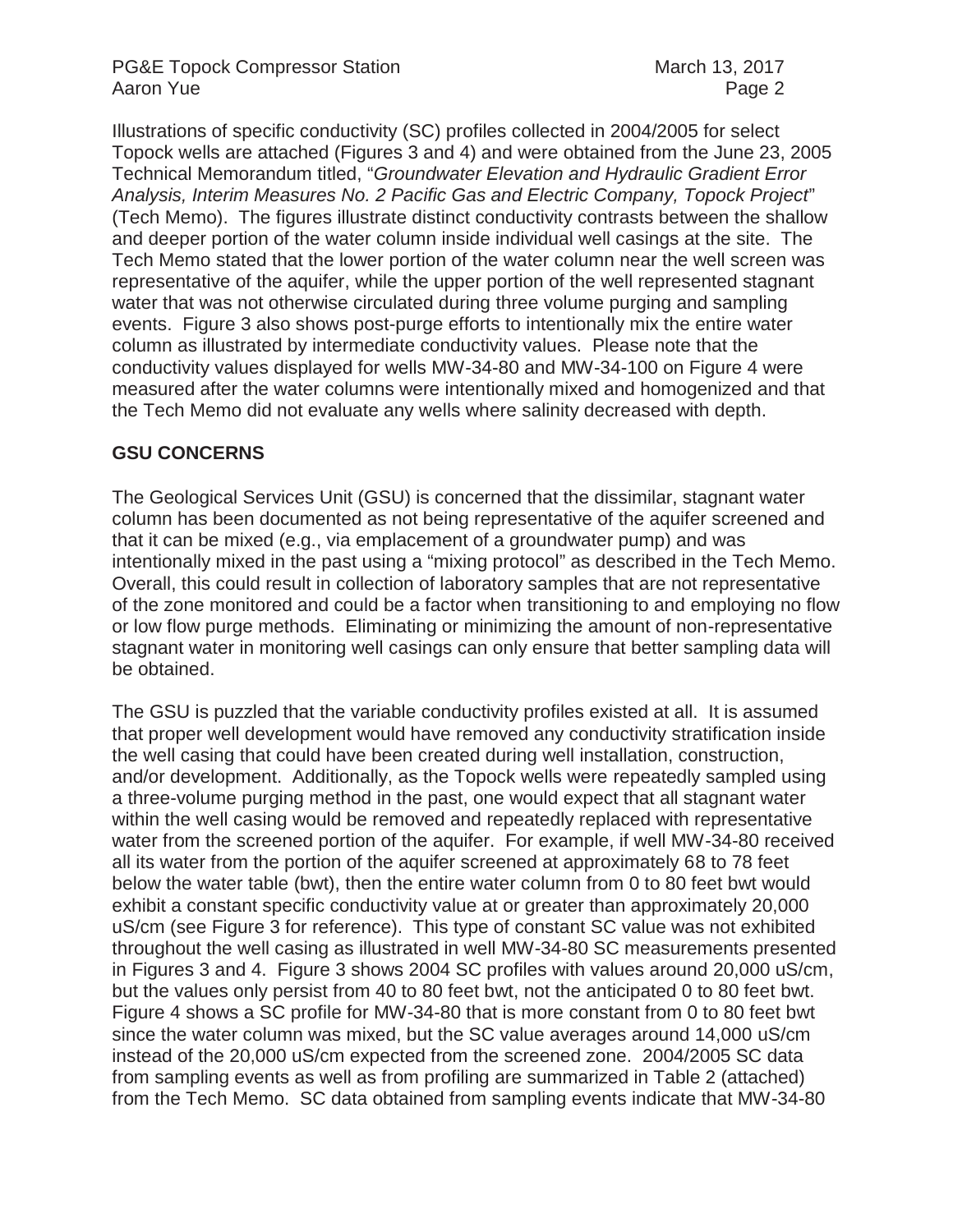Illustrations of specific conductivity (SC) profiles collected in 2004/2005 for select Topock wells are attached (Figures 3 and 4) and were obtained from the June 23, 2005 Technical Memorandum titled, "*Groundwater Elevation and Hydraulic Gradient Error Analysis, Interim Measures No. 2 Pacific Gas and Electric Company, Topock Project*" (Tech Memo). The figures illustrate distinct conductivity contrasts between the shallow and deeper portion of the water column inside individual well casings at the site. The Tech Memo stated that the lower portion of the water column near the well screen was representative of the aquifer, while the upper portion of the well represented stagnant water that was not otherwise circulated during three volume purging and sampling events. Figure 3 also shows post-purge efforts to intentionally mix the entire water column as illustrated by intermediate conductivity values. Please note that the conductivity values displayed for wells MW-34-80 and MW-34-100 on Figure 4 were measured after the water columns were intentionally mixed and homogenized and that the Tech Memo did not evaluate any wells where salinity decreased with depth.

**GSU CONCERNS**

The Geological Services Unit (GSU) is concerned that the dissimilar, stagnant water column has been documented as not being representative of the aquifer screened and that it can be mixed (e.g., via emplacement of a groundwater pump) and was intentionally mixed in the past using a "mixing protocol" as described in the Tech Memo. Overall, this could result in collection of laboratory samples that are not representative of the zone monitored and could be a factor when transitioning to and employing no flow or low flow purge methods. Eliminating or minimizing the amount of non-representative stagnant water in monitoring well casings can only ensure that better sampling data will be obtained.

The GSU is puzzled that the variable conductivity profiles existed at all. It is assumed that proper well development would have removed any conductivity stratification inside the well casing that could have been created during well installation, construction, and/or development. Additionally, as the Topock wells were repeatedly sampled using a three-volume purging method in the past, one would expect that all stagnant water within the well casing would be removed and repeatedly replaced with representative water from the screened portion of the aquifer. For example, if well MW-34-80 received all its water from the portion of the aquifer screened at approximately 68 to 78 feet below the water table (bwt), then the entire water column from 0 to 80 feet bwt would exhibit a constant specific conductivity value at or greater than approximately 20,000 uS/cm (see Figure 3 for reference). This type of constant SC value was not exhibited throughout the well casing as illustrated in well MW-34-80 SC measurements presented in Figures 3 and 4. Figure 3 shows 2004 SC profiles with values around 20,000 uS/cm, but the values only persist from 40 to 80 feet bwt, not the anticipated 0 to 80 feet bwt. Figure 4 shows a SC profile for MW-34-80 that is more constant from 0 to 80 feet bwt since the water column was mixed, but the SC value averages around 14,000 uS/cm instead of the 20,000 uS/cm expected from the screened zone. 2004/2005 SC data from sampling events as well as from profiling are summarized in Table 2 (attached) from the Tech Memo. SC data obtained from sampling events indicate that MW-34-80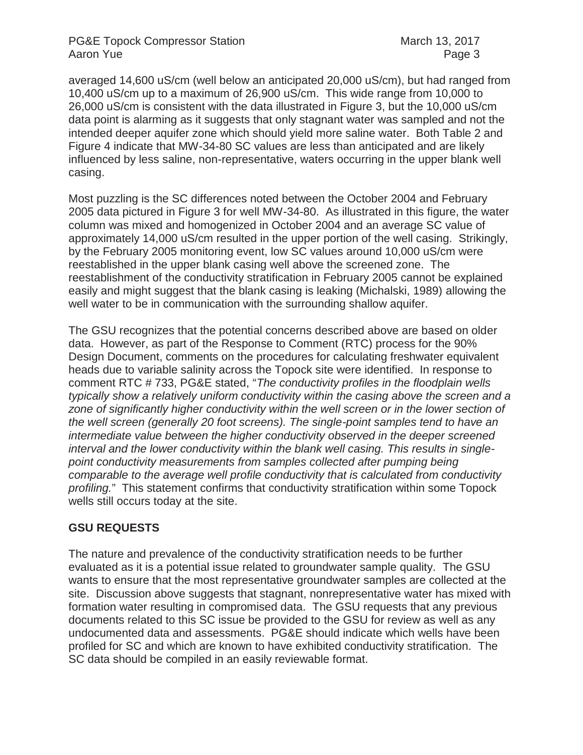averaged 14,600 uS/cm (well below an anticipated 20,000 uS/cm), but had ranged from 10,400 uS/cm up to a maximum of 26,900 uS/cm. This wide range from 10,000 to 26,000 uS/cm is consistent with the data illustrated in Figure 3, but the 10,000 uS/cm data point is alarming as it suggests that only stagnant water was sampled and not the intended deeper aquifer zone which should yield more saline water. Both Table 2 and Figure 4 indicate that MW-34-80 SC values are less than anticipated and are likely influenced by less saline, non-representative, waters occurring in the upper blank well casing.

Most puzzling is the SC differences noted between the October 2004 and February 2005 data pictured in Figure 3 for well MW-34-80. As illustrated in this figure, the water column was mixed and homogenized in October 2004 and an average SC value of approximately 14,000 uS/cm resulted in the upper portion of the well casing. Strikingly, by the February 2005 monitoring event, low SC values around 10,000 uS/cm were reestablished in the upper blank casing well above the screened zone. The reestablishment of the conductivity stratification in February 2005 cannot be explained easily and might suggest that the blank casing is leaking (Michalski, 1989) allowing the well water to be in communication with the surrounding shallow aquifer.

The GSU recognizes that the potential concerns described above are based on older data. However, as part of the Response to Comment (RTC) process for the 90% Design Document, comments on the procedures for calculating freshwater equivalent heads due to variable salinity across the Topock site were identified. In response to comment RTC # 733, PG&E stated, "*The conductivity profiles in the floodplain wells typically show a relatively uniform conductivity within the casing above the screen and a zone of significantly higher conductivity within the well screen or in the lower section of the well screen (generally 20 foot screens). The single-point samples tend to have an intermediate value between the higher conductivity observed in the deeper screened interval and the lower conductivity within the blank well casing. This results in single-point conductivity measurements from samples collected after pumping being comparable to the average well profile conductivity that is calculated from conductivity profiling.*" This statement confirms that conductivity stratification within some Topock wells still occurs today at the site.

## GSU REQUESTS

The nature and prevalence of the conductivity stratification needs to be further evaluated as it is a potential issue related to groundwater sample quality. The GSU wants to ensure that the most representative groundwater samples are collected at the site. Discussion above suggests that stagnant, nonrepresentative water has mixed with formation water resulting in compromised data. The GSU requests that any previous documents related to this SC issue be provided to the GSU for review as well as any undocumented data and assessments. PG&E should indicate which wells have been profiled for SC and which are known to have exhibited conductivity stratification. The SC data should be compiled in an easily reviewable format.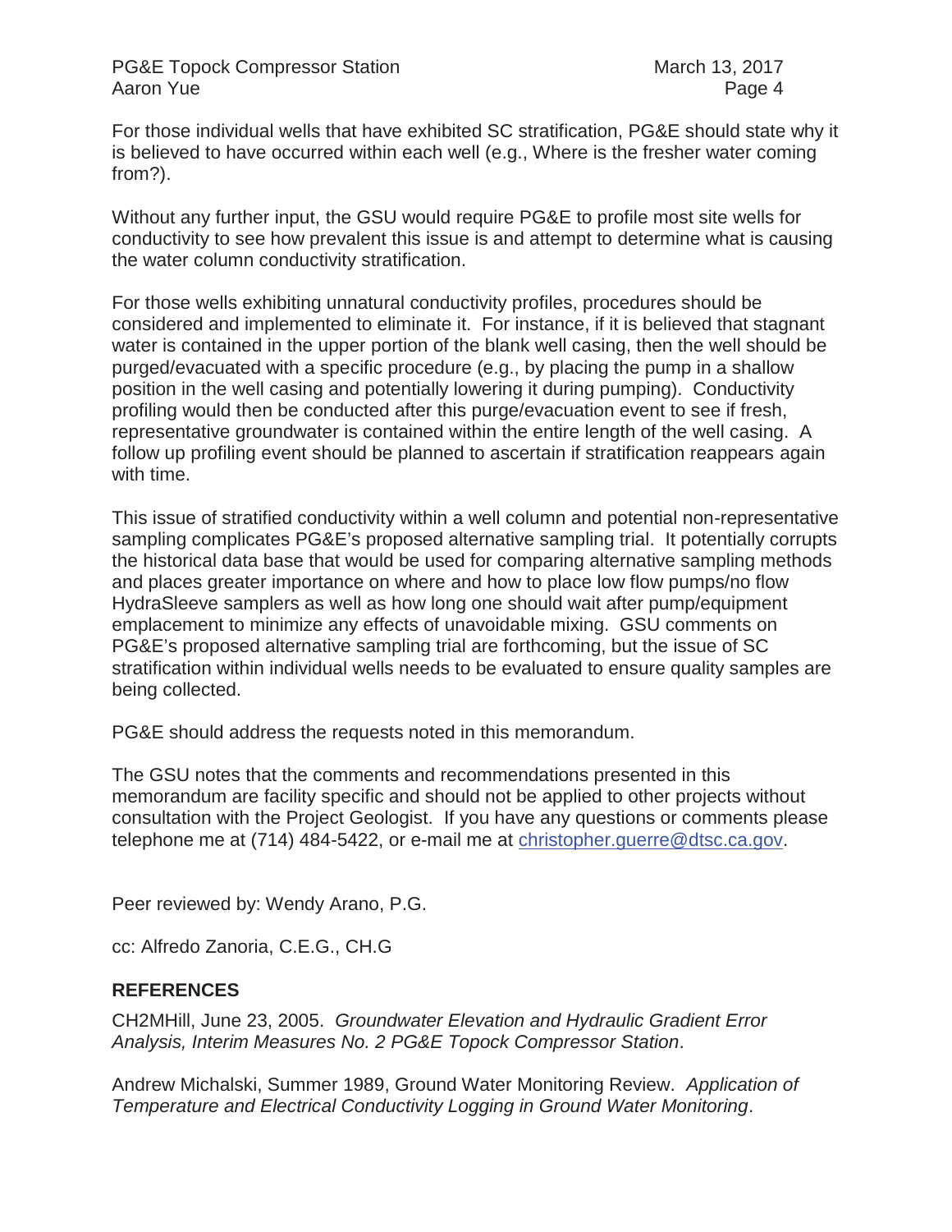For those individual wells that have exhibited SC stratification, PG&E should state why it is believed to have occurred within each well (e.g., Where is the fresher water coming from?).

Without any further input, the GSU would require PG&E to profile most site wells for conductivity to see how prevalent this issue is and attempt to determine what is causing the water column conductivity stratification.

For those wells exhibiting unnatural conductivity profiles, procedures should be considered and implemented to eliminate it. For instance, if it is believed that stagnant water is contained in the upper portion of the blank well casing, then the well should be purged/evacuated with a specific procedure (e.g., by placing the pump in a shallow position in the well casing and potentially lowering it during pumping). Conductivity profiling would then be conducted after this purge/evacuation event to see if fresh, representative groundwater is contained within the entire length of the well casing. A follow up profiling event should be planned to ascertain if stratification reappears again with time.

This issue of stratified conductivity within a well column and potential non-representative sampling complicates PG&E's proposed alternative sampling trial. It potentially corrupts the historical data base that would be used for comparing alternative sampling methods and places greater importance on where and how to place low flow pumps/no flow HydraSleeve samplers as well as how long one should wait after pump/equipment emplacement to minimize any effects of unavoidable mixing. GSU comments on PG&E's proposed alternative sampling trial are forthcoming, but the issue of SC stratification within individual wells needs to be evaluated to ensure quality samples are being collected.

PG&E should address the requests noted in this memorandum.

The GSU notes that the comments and recommendations presented in this memorandum are facility specific and should not be applied to other projects without consultation with the Project Geologist. If you have any questions or comments please telephone me at (714) 484-5422, or e-mail me at christopher.guerre@dtsc.ca.gov.

Peer reviewed by: Wendy Arano, P.G.

cc: Alfredo Zanoria, C.E.G., CH.G

## REFERENCES

CH2MHill, June 23, 2005. *Groundwater Elevation and Hydraulic Gradient Error Analysis, Interim Measures No. 2 PG&E Topock Compressor Station*.

Andrew Michalski, Summer 1989, Ground Water Monitoring Review. *Application of Temperature and Electrical Conductivity Logging in Ground Water Monitoring*.